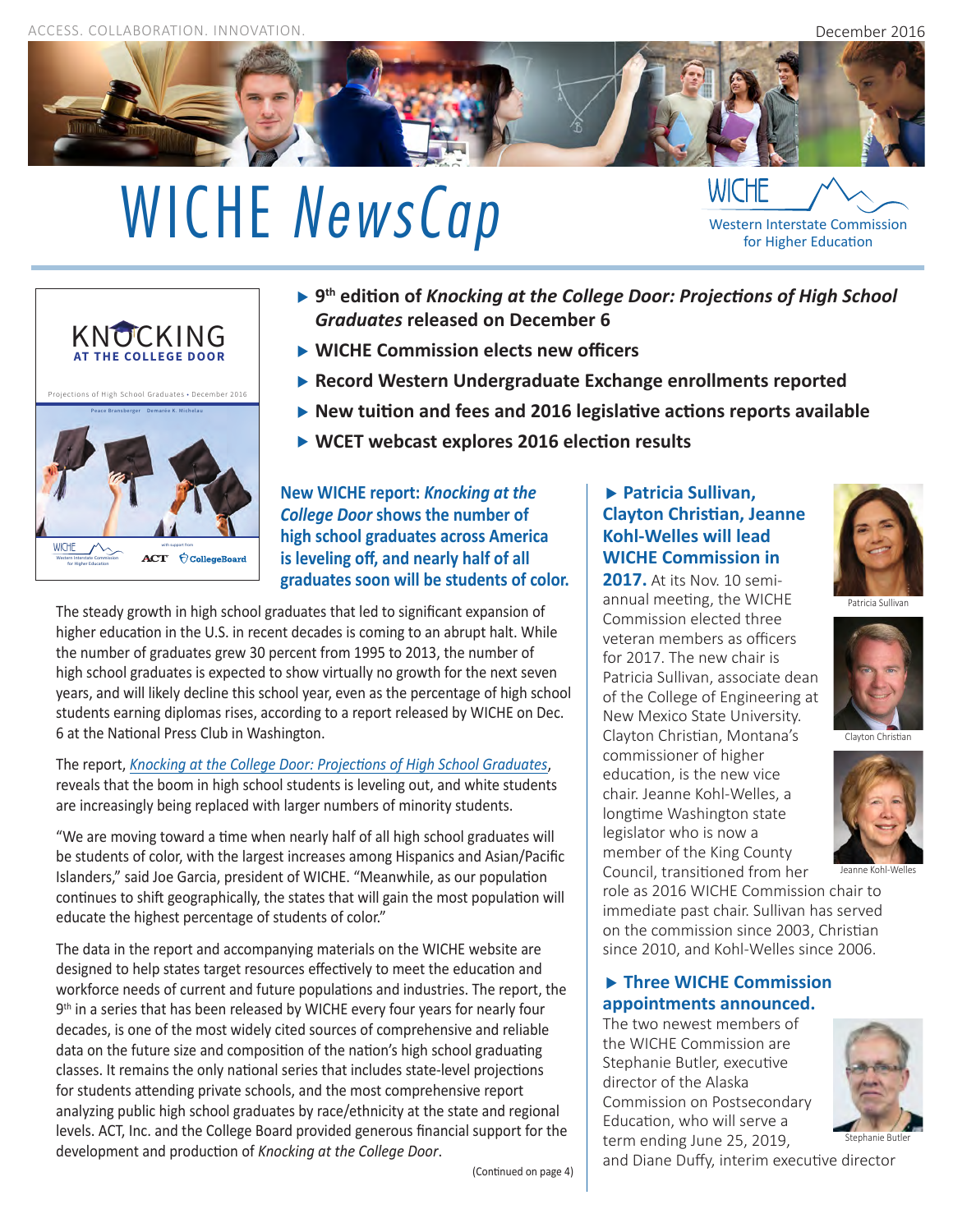ACCESS. COLLABORATION. INNOVATION. December 2016

# WICHE *NewsCap*

WICHE Western Interstate Commission for Higher Education

- ▶ 9th edition of ***Knocking at the College Door: Projections of High School Graduates*** **released on December 6**
- ▶ **WICHE Commission elects new officers**
- ▶ **Record Western Undergraduate Exchange enrollments reported**
- ▶ **New tuition and fees and 2016 legislative actions reports available**
- ▶ **WCET webcast explores 2016 election results**

## New WICHE report: *Knocking at the College Door* shows the number of high school graduates across America is leveling off, and nearly half of all graduates soon will be students of color.

The steady growth in high school graduates that led to significant expansion of higher education in the U.S. in recent decades is coming to an abrupt halt. While the number of graduates grew 30 percent from 1995 to 2013, the number of high school graduates is expected to show virtually no growth for the next seven years, and will likely decline this school year, even as the percentage of high school students earning diplomas rises, according to a report released by WICHE on Dec. 6 at the National Press Club in Washington.

The report, *Knocking at the College Door: Projections of High School Graduates*, reveals that the boom in high school students is leveling out, and white students are increasingly being replaced with larger numbers of minority students.

"We are moving toward a time when nearly half of all high school graduates will be students of color, with the largest increases among Hispanics and Asian/Pacific Islanders," said Joe Garcia, president of WICHE. "Meanwhile, as our population continues to shift geographically, the states that will gain the most population will educate the highest percentage of students of color."

The data in the report and accompanying materials on the WICHE website are designed to help states target resources effectively to meet the education and workforce needs of current and future populations and industries. The report, the 9th in a series that has been released by WICHE every four years for nearly four decades, is one of the most widely cited sources of comprehensive and reliable data on the future size and composition of the nation's high school graduating classes. It remains the only national series that includes state-level projections for students attending private schools, and the most comprehensive report analyzing public high school graduates by race/ethnicity at the state and regional levels. ACT, Inc. and the College Board provided generous financial support for the development and production of *Knocking at the College Door*.

(Continued on page 4)

## ▶ Patricia Sullivan, Clayton Christian, Jeanne Kohl-Welles will lead WICHE Commission in 2017.

At its Nov. 10 semi-annual meeting, the WICHE Commission elected three veteran members as officers for 2017. The new chair is Patricia Sullivan, associate dean of the College of Engineering at New Mexico State University. Clayton Christian, Montana's commissioner of higher education, is the new vice chair. Jeanne Kohl-Welles, a longtime Washington state legislator who is now a member of the King County Council, transitioned from her role as 2016 WICHE Commission chair to immediate past chair. Sullivan has served on the commission since 2003, Christian since 2010, and Kohl-Welles since 2006.

Patricia Sullivan

Clayton Christian

Jeanne Kohl-Welles

## ▶ Three WICHE Commission appointments announced.

The two newest members of the WICHE Commission are Stephanie Butler, executive director of the Alaska Commission on Postsecondary Education, who will serve a term ending June 25, 2019, and Diane Duffy, interim executive director

Stephanie Butler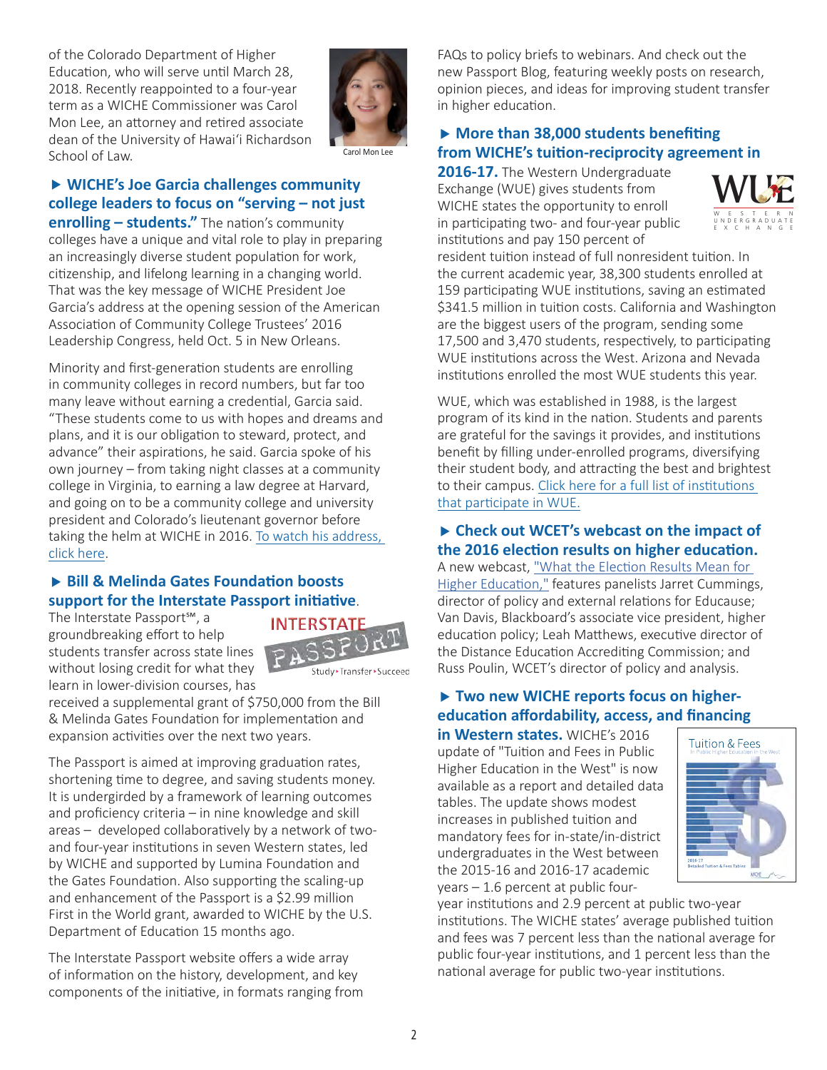of the Colorado Department of Higher Education, who will serve until March 28, 2018. Recently reappointed to a four-year term as a WICHE Commissioner was Carol Mon Lee, an attorney and retired associate dean of the University of Hawai'i Richardson School of Law.

Carol Mon Lee

### ▶ WICHE's Joe Garcia challenges community college leaders to focus on "serving – not just enrolling – students."

The nation's community colleges have a unique and vital role to play in preparing an increasingly diverse student population for work, citizenship, and lifelong learning in a changing world. That was the key message of WICHE President Joe Garcia's address at the opening session of the American Association of Community College Trustees' 2016 Leadership Congress, held Oct. 5 in New Orleans.

Minority and first-generation students are enrolling in community colleges in record numbers, but far too many leave without earning a credential, Garcia said. "These students come to us with hopes and dreams and plans, and it is our obligation to steward, protect, and advance" their aspirations, he said. Garcia spoke of his own journey – from taking night classes at a community college in Virginia, to earning a law degree at Harvard, and going on to be a community college and university president and Colorado's lieutenant governor before taking the helm at WICHE in 2016. To watch his address, click here.

### ▶ Bill & Melinda Gates Foundation boosts support for the Interstate Passport initiative.

The Interstate Passport℠, a groundbreaking effort to help students transfer across state lines without losing credit for what they learn in lower-division courses, has received a supplemental grant of $750,000 from the Bill & Melinda Gates Foundation for implementation and expansion activities over the next two years.

The Passport is aimed at improving graduation rates, shortening time to degree, and saving students money. It is undergirded by a framework of learning outcomes and proficiency criteria – in nine knowledge and skill areas – developed collaboratively by a network of two- and four-year institutions in seven Western states, led by WICHE and supported by Lumina Foundation and the Gates Foundation. Also supporting the scaling-up and enhancement of the Passport is a $2.99 million First in the World grant, awarded to WICHE by the U.S. Department of Education 15 months ago.

The Interstate Passport website offers a wide array of information on the history, development, and key components of the initiative, in formats ranging from FAQs to policy briefs to webinars. And check out the new Passport Blog, featuring weekly posts on research, opinion pieces, and ideas for improving student transfer in higher education.

### ▶ More than 38,000 students benefiting from WICHE's tuition-reciprocity agreement in 2016-17.

The Western Undergraduate Exchange (WUE) gives students from WICHE states the opportunity to enroll in participating two- and four-year public institutions and pay 150 percent of resident tuition instead of full nonresident tuition. In the current academic year, 38,300 students enrolled at 159 participating WUE institutions, saving an estimated $341.5 million in tuition costs. California and Washington are the biggest users of the program, sending some 17,500 and 3,470 students, respectively, to participating WUE institutions across the West. Arizona and Nevada institutions enrolled the most WUE students this year.

WUE, which was established in 1988, is the largest program of its kind in the nation. Students and parents are grateful for the savings it provides, and institutions benefit by filling under-enrolled programs, diversifying their student body, and attracting the best and brightest to their campus. Click here for a full list of institutions that participate in WUE.

### ▶ Check out WCET's webcast on the impact of the 2016 election results on higher education.

A new webcast, "What the Election Results Mean for Higher Education," features panelists Jarret Cummings, director of policy and external relations for Educause; Van Davis, Blackboard's associate vice president, higher education policy; Leah Matthews, executive director of the Distance Education Accrediting Commission; and Russ Poulin, WCET's director of policy and analysis.

### ▶ Two new WICHE reports focus on higher-education affordability, access, and financing in Western states.

WICHE's 2016 update of "Tuition and Fees in Public Higher Education in the West" is now available as a report and detailed data tables. The update shows modest increases in published tuition and mandatory fees for in-state/in-district undergraduates in the West between the 2015-16 and 2016-17 academic years – 1.6 percent at public four-year institutions and 2.9 percent at public two-year institutions. The WICHE states' average published tuition and fees was 7 percent less than the national average for public four-year institutions, and 1 percent less than the national average for public two-year institutions.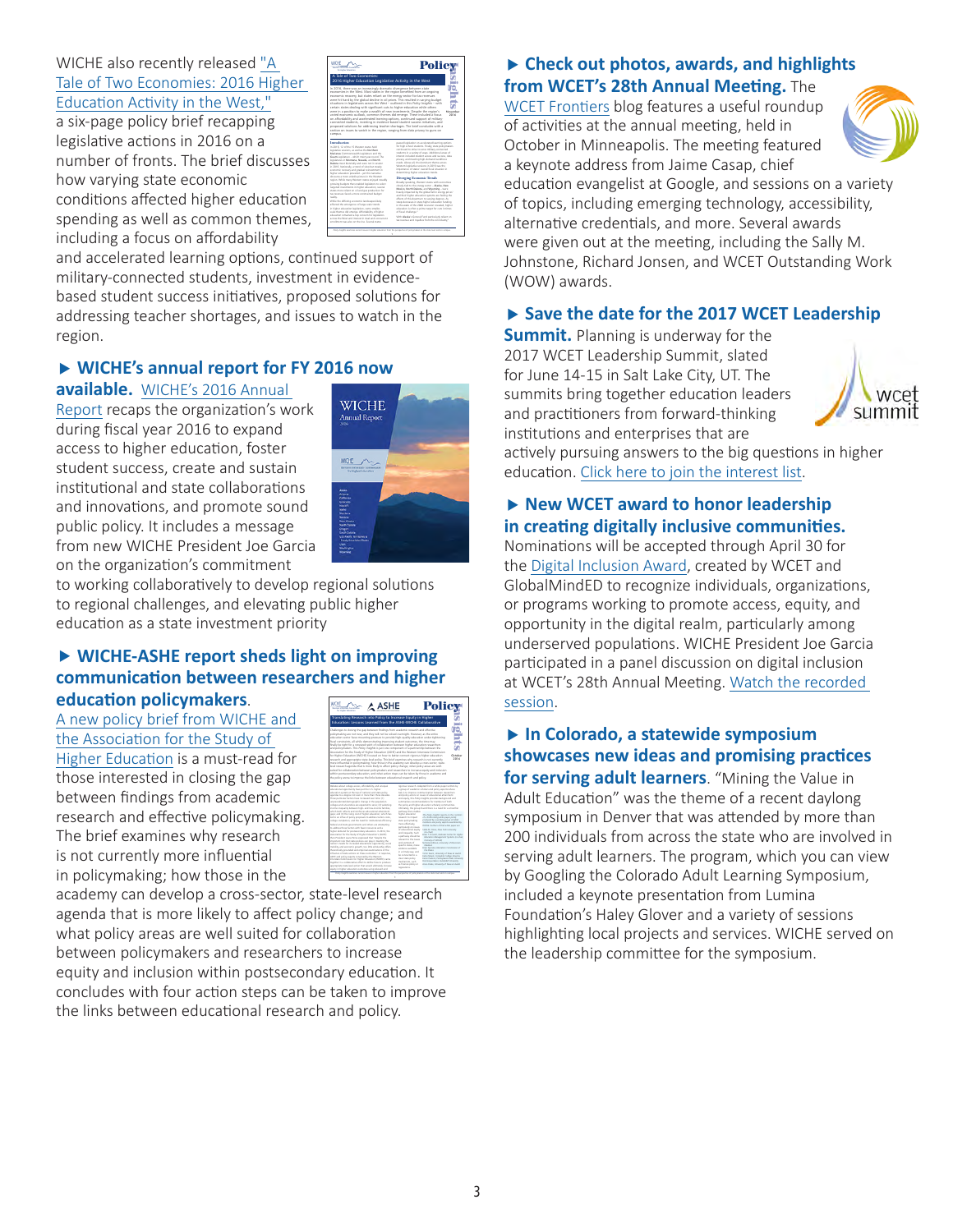WICHE also recently released "A Tale of Two Economies: 2016 Higher Education Activity in the West," a six-page policy brief recapping legislative actions in 2016 on a number of fronts. The brief discusses how varying state economic conditions affected higher education spending as well as common themes, including a focus on affordability and accelerated learning options, continued support of military-connected students, investment in evidence-based student success initiatives, proposed solutions for addressing teacher shortages, and issues to watch in the region.

### ▶ WICHE's annual report for FY 2016 now available.

WICHE's 2016 Annual Report recaps the organization's work during fiscal year 2016 to expand access to higher education, foster student success, create and sustain institutional and state collaborations and innovations, and promote sound public policy. It includes a message from new WICHE President Joe Garcia on the organization's commitment to working collaboratively to develop regional solutions to regional challenges, and elevating public higher education as a state investment priority

### ▶ WICHE-ASHE report sheds light on improving communication between researchers and higher education policymakers.

A new policy brief from WICHE and the Association for the Study of Higher Education is a must-read for those interested in closing the gap between findings from academic research and effective policymaking. The brief examines why research is not currently more influential in policymaking; how those in the academy can develop a cross-sector, state-level research agenda that is more likely to affect policy change; and what policy areas are well suited for collaboration between policymakers and researchers to increase equity and inclusion within postsecondary education. It concludes with four action steps can be taken to improve the links between educational research and policy.

### ▶ Check out photos, awards, and highlights from WCET's 28th Annual Meeting.

The WCET Frontiers blog features a useful roundup of activities at the annual meeting, held in October in Minneapolis. The meeting featured a keynote address from Jaime Casap, chief education evangelist at Google, and sessions on a variety of topics, including emerging technology, accessibility, alternative credentials, and more. Several awards were given out at the meeting, including the Sally M. Johnstone, Richard Jonsen, and WCET Outstanding Work (WOW) awards.

### ▶ Save the date for the 2017 WCET Leadership Summit.

Planning is underway for the 2017 WCET Leadership Summit, slated for June 14-15 in Salt Lake City, UT. The summits bring together education leaders and practitioners from forward-thinking institutions and enterprises that are actively pursuing answers to the big questions in higher education. Click here to join the interest list.

### ▶ New WCET award to honor leadership in creating digitally inclusive communities.

Nominations will be accepted through April 30 for the Digital Inclusion Award, created by WCET and GlobalMindED to recognize individuals, organizations, or programs working to promote access, equity, and opportunity in the digital realm, particularly among underserved populations. WICHE President Joe Garcia participated in a panel discussion on digital inclusion at WCET's 28th Annual Meeting. Watch the recorded session.

### ▶ In Colorado, a statewide symposium showcases new ideas and promising practices for serving adult learners.

"Mining the Value in Adult Education" was the theme of a recent daylong symposium in Denver that was attended by more than 200 individuals from across the state who are involved in serving adult learners. The program, which you can view by Googling the Colorado Adult Learning Symposium, included a keynote presentation from Lumina Foundation's Haley Glover and a variety of sessions highlighting local projects and services. WICHE served on the leadership committee for the symposium.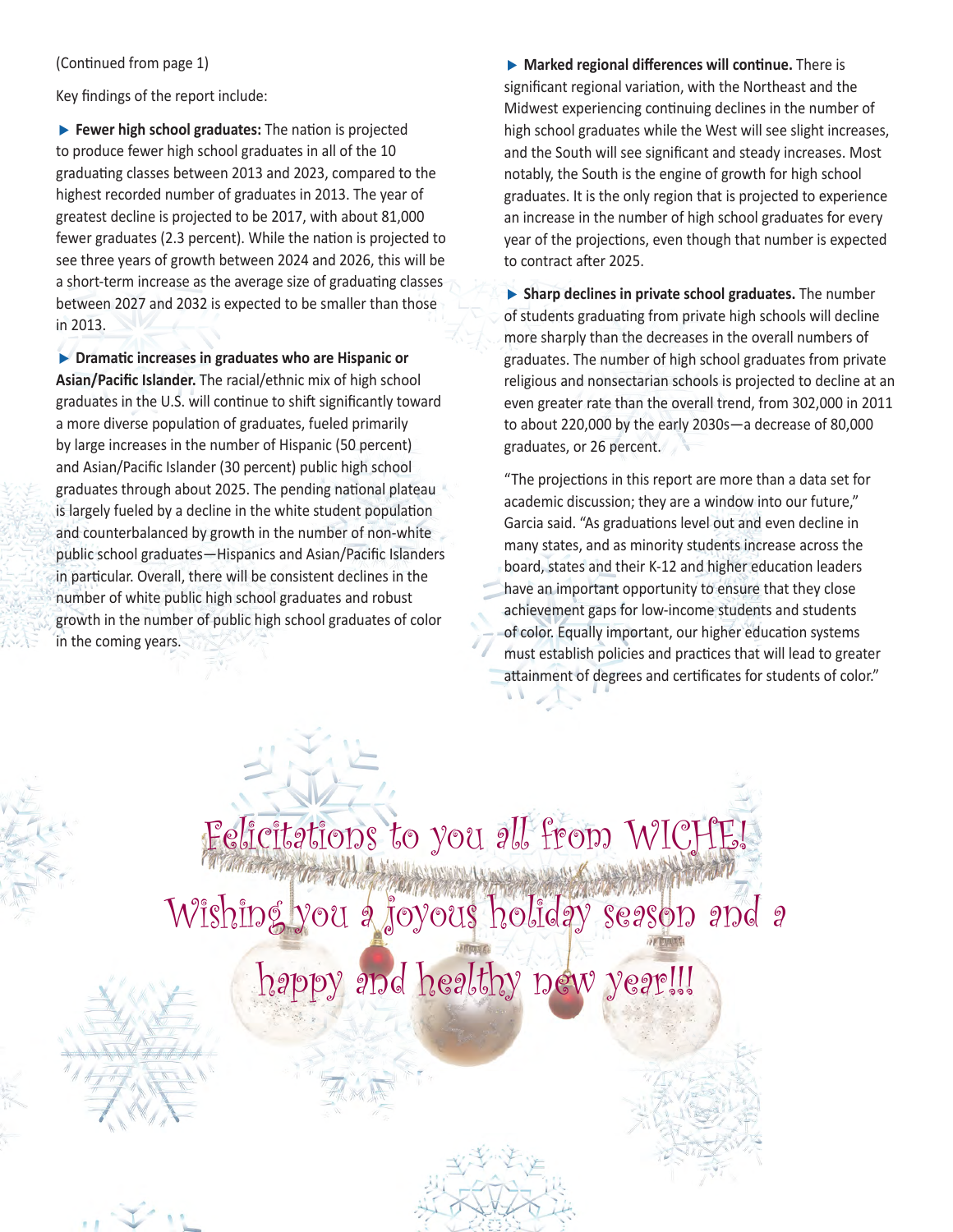(Continued from page 1)

Key findings of the report include:

▶ **Fewer high school graduates:** The nation is projected to produce fewer high school graduates in all of the 10 graduating classes between 2013 and 2023, compared to the highest recorded number of graduates in 2013. The year of greatest decline is projected to be 2017, with about 81,000 fewer graduates (2.3 percent). While the nation is projected to see three years of growth between 2024 and 2026, this will be a short-term increase as the average size of graduating classes between 2027 and 2032 is expected to be smaller than those in 2013.

▶ **Dramatic increases in graduates who are Hispanic or Asian/Pacific Islander.** The racial/ethnic mix of high school graduates in the U.S. will continue to shift significantly toward a more diverse population of graduates, fueled primarily by large increases in the number of Hispanic (50 percent) and Asian/Pacific Islander (30 percent) public high school graduates through about 2025. The pending national plateau is largely fueled by a decline in the white student population and counterbalanced by growth in the number of non-white public school graduates—Hispanics and Asian/Pacific Islanders in particular. Overall, there will be consistent declines in the number of white public high school graduates and robust growth in the number of public high school graduates of color in the coming years.

▶ **Marked regional differences will continue.** There is significant regional variation, with the Northeast and the Midwest experiencing continuing declines in the number of high school graduates while the West will see slight increases, and the South will see significant and steady increases. Most notably, the South is the engine of growth for high school graduates. It is the only region that is projected to experience an increase in the number of high school graduates for every year of the projections, even though that number is expected to contract after 2025.

▶ **Sharp declines in private school graduates.** The number of students graduating from private high schools will decline more sharply than the decreases in the overall numbers of graduates. The number of high school graduates from private religious and nonsectarian schools is projected to decline at an even greater rate than the overall trend, from 302,000 in 2011 to about 220,000 by the early 2030s—a decrease of 80,000 graduates, or 26 percent.

"The projections in this report are more than a data set for academic discussion; they are a window into our future," Garcia said. "As graduations level out and even decline in many states, and as minority students increase across the board, states and their K-12 and higher education leaders have an important opportunity to ensure that they close achievement gaps for low-income students and students of color. Equally important, our higher education systems must establish policies and practices that will lead to greater attainment of degrees and certificates for students of color."

Felicitations to you all from WICHE!

Wishing you a joyous holiday season and a happy and healthy new year!!!